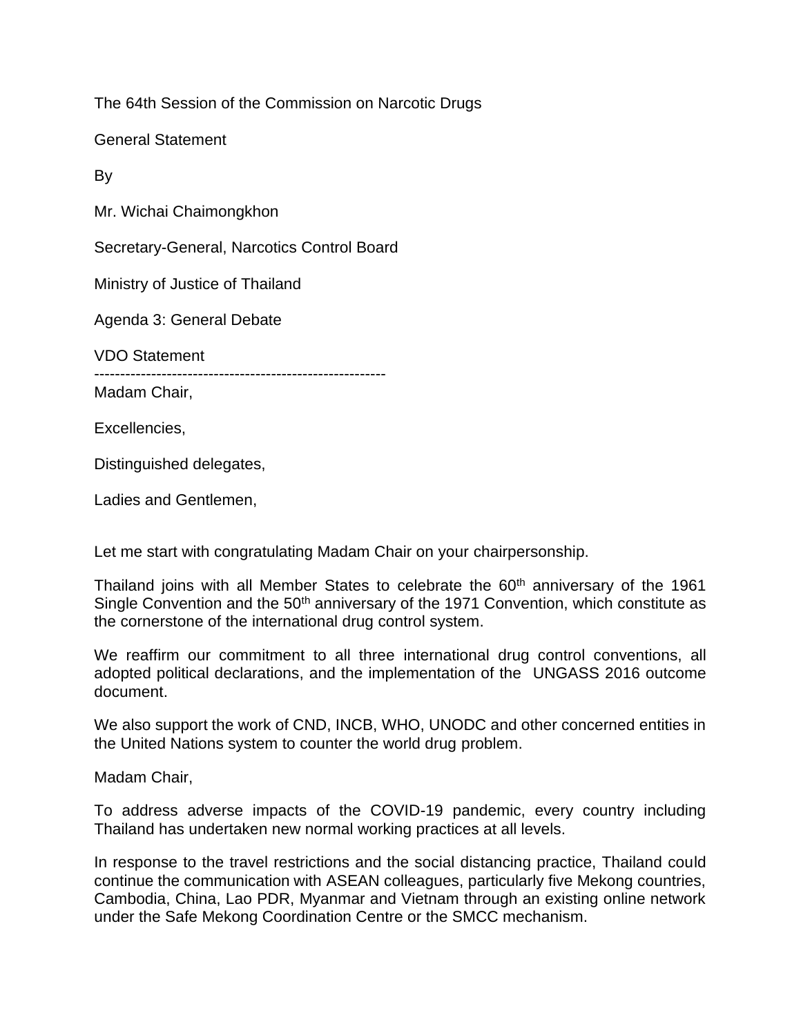The 64th Session of the Commission on Narcotic Drugs

General Statement

By

Mr. Wichai Chaimongkhon

Secretary-General, Narcotics Control Board

Ministry of Justice of Thailand

Agenda 3: General Debate

VDO Statement

---

Madam Chair,

Excellencies,

Distinguished delegates,

Ladies and Gentlemen,

Let me start with congratulating Madam Chair on your chairpersonship.

Thailand joins with all Member States to celebrate the 60th anniversary of the 1961 Single Convention and the 50th anniversary of the 1971 Convention, which constitute as the cornerstone of the international drug control system.

We reaffirm our commitment to all three international drug control conventions, all adopted political declarations, and the implementation of the UNGASS 2016 outcome document.

We also support the work of CND, INCB, WHO, UNODC and other concerned entities in the United Nations system to counter the world drug problem.

Madam Chair,

To address adverse impacts of the COVID-19 pandemic, every country including Thailand has undertaken new normal working practices at all levels.

In response to the travel restrictions and the social distancing practice, Thailand could continue the communication with ASEAN colleagues, particularly five Mekong countries, Cambodia, China, Lao PDR, Myanmar and Vietnam through an existing online network under the Safe Mekong Coordination Centre or the SMCC mechanism.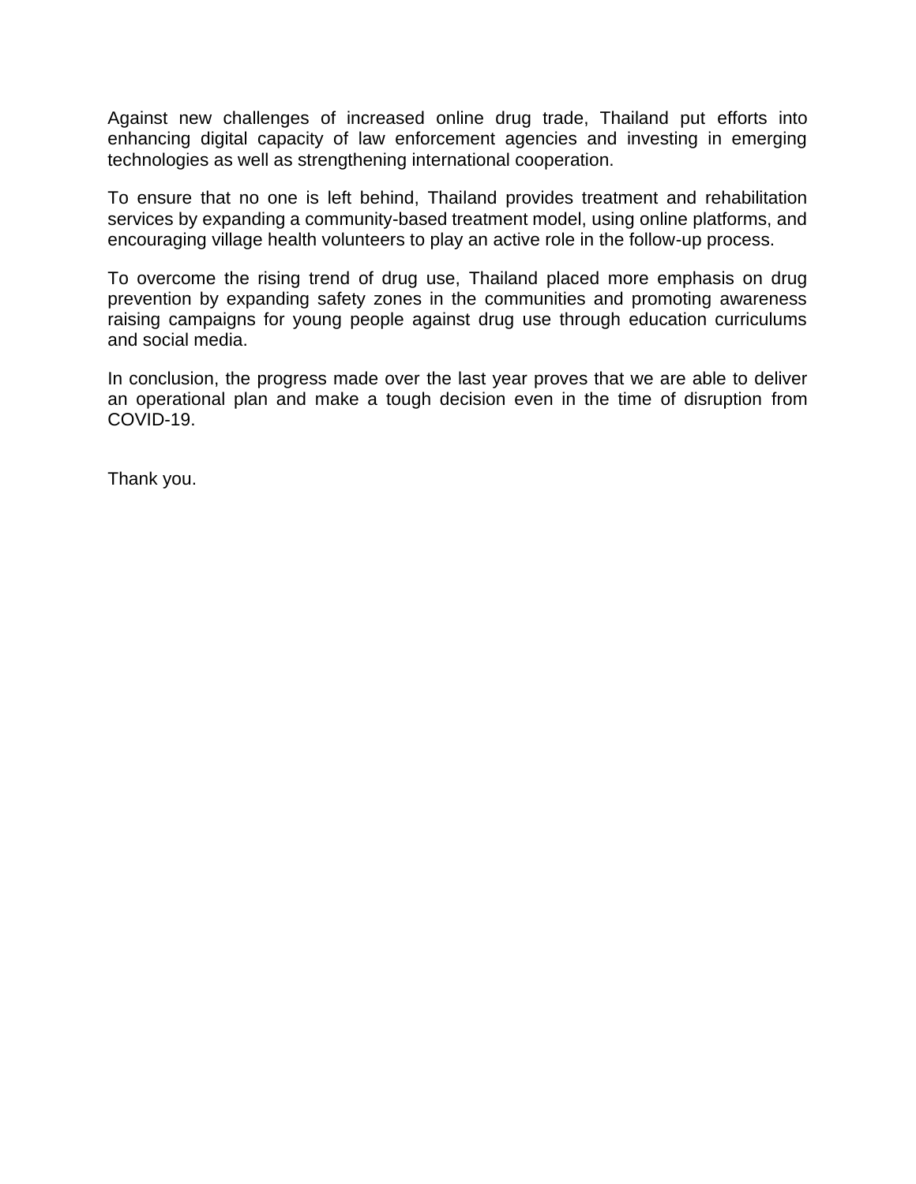Against new challenges of increased online drug trade, Thailand put efforts into enhancing digital capacity of law enforcement agencies and investing in emerging technologies as well as strengthening international cooperation.

To ensure that no one is left behind, Thailand provides treatment and rehabilitation services by expanding a community-based treatment model, using online platforms, and encouraging village health volunteers to play an active role in the follow-up process.

To overcome the rising trend of drug use, Thailand placed more emphasis on drug prevention by expanding safety zones in the communities and promoting awareness raising campaigns for young people against drug use through education curriculums and social media.

In conclusion, the progress made over the last year proves that we are able to deliver an operational plan and make a tough decision even in the time of disruption from COVID-19.

Thank you.